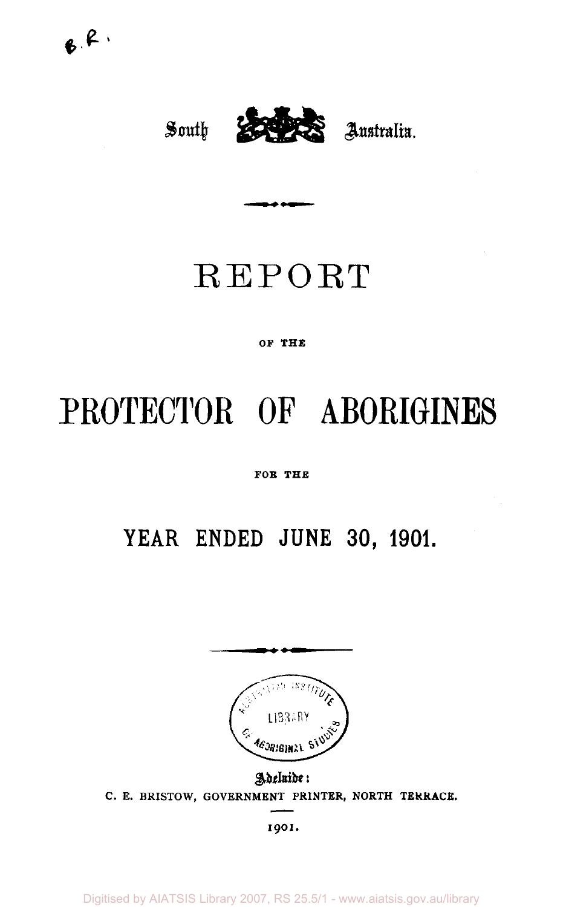South Australia.

# REPORT

OF THE

# PROTECTOR OF ABORIGINES

FOR THE

## YEAR ENDED JUNE 30, 1901.

Adelaide:
C. E. BRISTOW, GOVERNMENT PRINTER, NORTH TERRACE.

1901.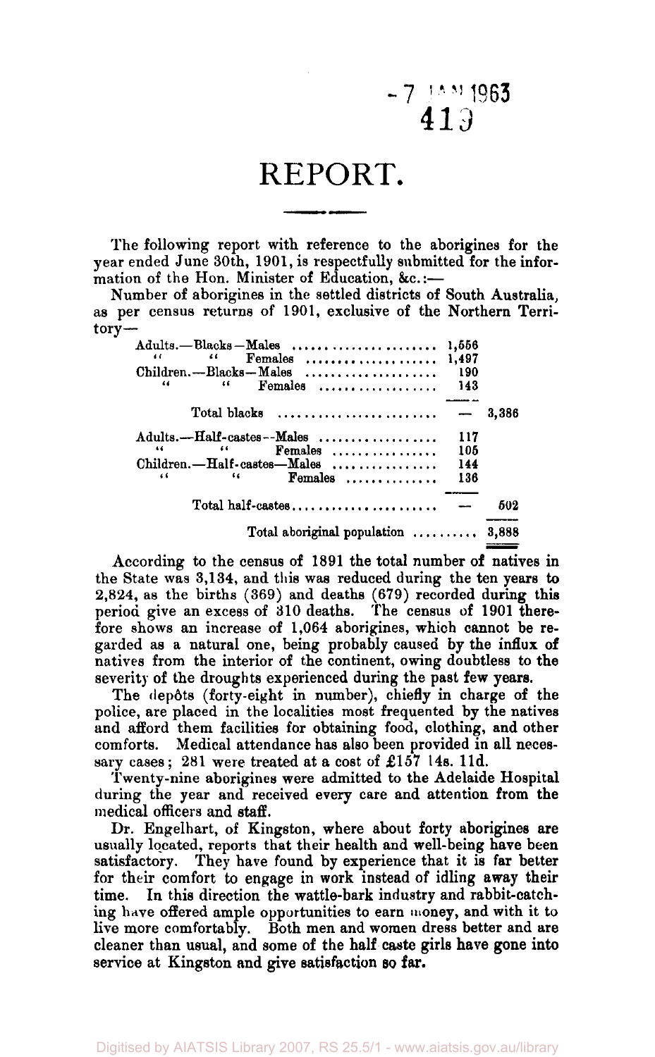# REPORT.

The following report with reference to the aborigines for the year ended June 30th, 1901, is respectfully submitted for the information of the Hon. Minister of Education, &c.:—

Number of aborigines in the settled districts of South Australia, as per census returns of 1901, exclusive of the Northern Territory—

| | | |
|---|---|---|
| Adults.—Blacks—Males | 1,556 | |
| " " Females | 1,497 | |
| Children.—Blacks—Males | 190 | |
| " " Females | 143 | |
| Total blacks | — | 3,386 |
| Adults.—Half-castes—Males | 117 | |
| " " Females | 105 | |
| Children.—Half-castes—Males | 144 | |
| " " Females | 136 | |
| Total half-castes | — | 502 |
| Total aboriginal population | | 3,888 |

According to the census of 1891 the total number of natives in the State was 3,134, and this was reduced during the ten years to 2,824, as the births (369) and deaths (679) recorded during this period give an excess of 310 deaths. The census of 1901 therefore shows an increase of 1,064 aborigines, which cannot be regarded as a natural one, being probably caused by the influx of natives from the interior of the continent, owing doubtless to the severity of the droughts experienced during the past few years.

The depôts (forty-eight in number), chiefly in charge of the police, are placed in the localities most frequented by the natives and afford them facilities for obtaining food, clothing, and other comforts. Medical attendance has also been provided in all necessary cases; 281 were treated at a cost of £157 14s. 11d.

Twenty-nine aborigines were admitted to the Adelaide Hospital during the year and received every care and attention from the medical officers and staff.

Dr. Engelhart, of Kingston, where about forty aborigines are usually located, reports that their health and well-being have been satisfactory. They have found by experience that it is far better for their comfort to engage in work instead of idling away their time. In this direction the wattle-bark industry and rabbit-catching have offered ample opportunities to earn money, and with it to live more comfortably. Both men and women dress better and are cleaner than usual, and some of the half caste girls have gone into service at Kingston and give satisfaction so far.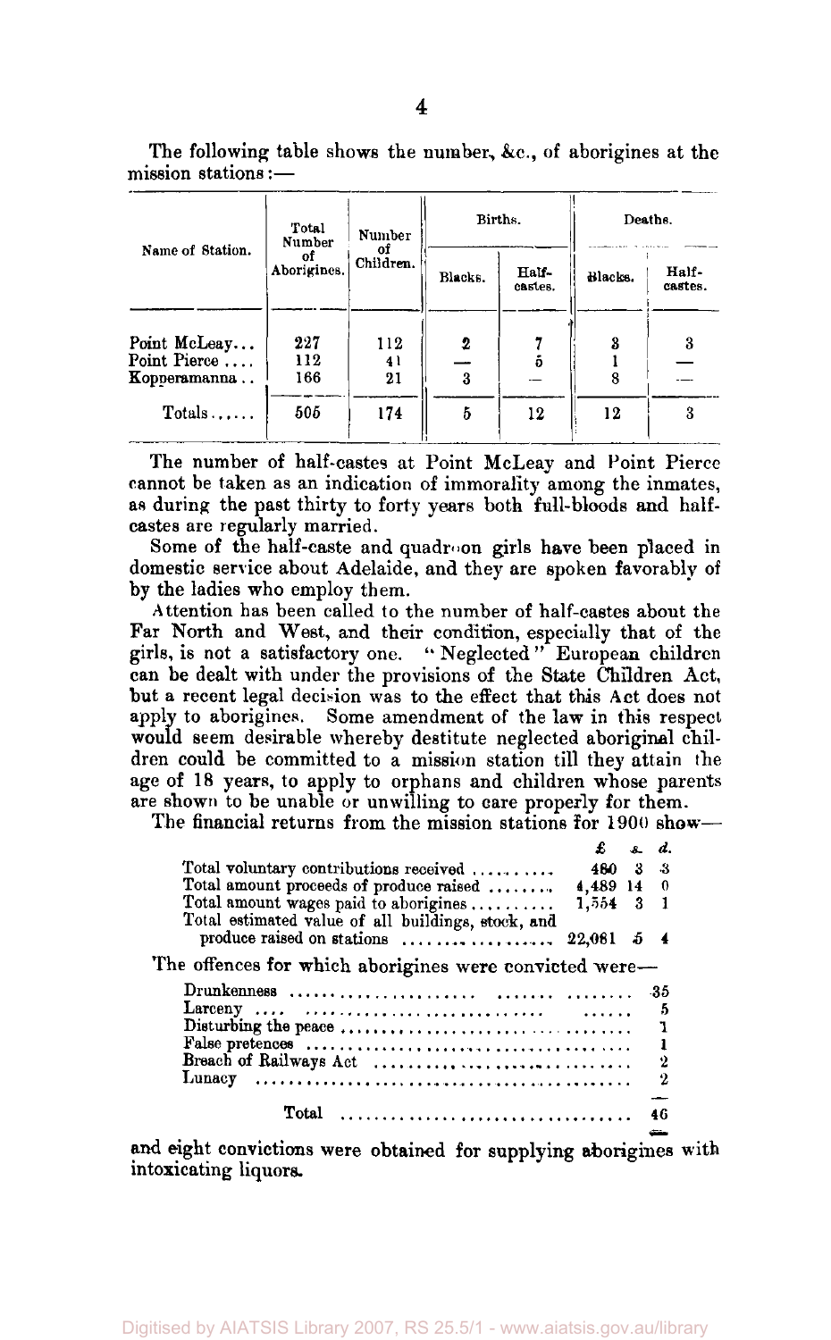The following table shows the number, &c., of aborigines at the mission stations:—

| Name of Station. | Total Number of Aborigines. | Number of Children. | Births. | | Deaths. | |
|---|---|---|---|---|---|---|
| | | | Blacks. | Half-castes. | Blacks. | Half-castes. |
| Point McLeay... | 227 | 112 | 2 | 7 | 3 | 3 |
| Point Pierce .... | 112 | 41 | — | 5 | 1 | — |
| Kopperamanna .. | 166 | 21 | 3 | — | 8 | — |
| Totals....... | 505 | 174 | 5 | 12 | 12 | 3 |

The number of half-castes at Point McLeay and Point Pierce cannot be taken as an indication of immorality among the inmates, as during the past thirty to forty years both full-bloods and half-castes are regularly married.

Some of the half-caste and quadroon girls have been placed in domestic service about Adelaide, and they are spoken favorably of by the ladies who employ them.

Attention has been called to the number of half-castes about the Far North and West, and their condition, especially that of the girls, is not a satisfactory one. "Neglected" European children can be dealt with under the provisions of the State Children Act, but a recent legal decision was to the effect that this Act does not apply to aborigines. Some amendment of the law in this respect would seem desirable whereby destitute neglected aboriginal children could be committed to a mission station till they attain the age of 18 years, to apply to orphans and children whose parents are shown to be unable or unwilling to care properly for them.

The financial returns from the mission stations for 1900 show—

| | £ | s. | d. |
|---|---|---|---|
| Total voluntary contributions received .......... | 480 | 3 | 3 |
| Total amount proceeds of produce raised ........ | 4,489 | 14 | 0 |
| Total amount wages paid to aborigines .......... | 1,554 | 3 | 1 |
| Total estimated value of all buildings, stock, and produce raised on stations .................. | 22,081 | 5 | 4 |

The offences for which aborigines were convicted were—

| | |
|---|---|
| Drunkenness ...................... ....... ........ | 35 |
| Larceny .... ........................... ...... | 5 |
| Disturbing the peace .................................. | 1 |
| False pretences ...................................... | 1 |
| Breach of Railways Act ............................ | 2 |
| Lunacy ............................................ | 2 |
| Total ................................. | 46 |

and eight convictions were obtained for supplying aborigines with intoxicating liquors.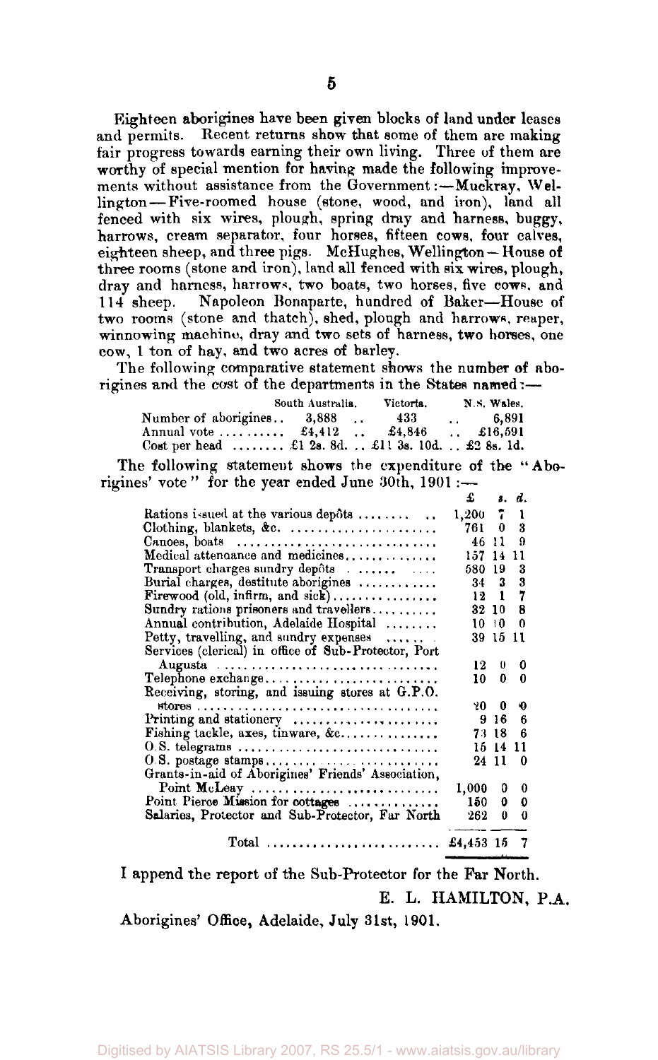Eighteen aborigines have been given blocks of land under leases and permits. Recent returns show that some of them are making fair progress towards earning their own living. Three of them are worthy of special mention for having made the following improvements without assistance from the Government:—Muckray, Wellington—Five-roomed house (stone, wood, and iron), land all fenced with six wires, plough, spring dray and harness, buggy, harrows, cream separator, four horses, fifteen cows, four calves, eighteen sheep, and three pigs. McHughes, Wellington—House of three rooms (stone and iron), land all fenced with six wires, plough, dray and harness, harrows, two boats, two horses, five cows, and 114 sheep. Napoleon Bonaparte, hundred of Baker—House of two rooms (stone and thatch), shed, plough and harrows, reaper, winnowing machine, dray and two sets of harness, two horses, one cow, 1 ton of hay, and two acres of barley.

The following comparative statement shows the number of aborigines and the cost of the departments in the States named:—

| | South Australia. | Victoria. | N.S. Wales. |
|---|---|---|---|
| Number of aborigines | 3,888 | 433 | 6,891 |
| Annual vote | £4,412 | £4,846 | £16,591 |
| Cost per head | £1 2s. 8d. | £11 3s. 10d. | £2 8s. 1d. |

The following statement shows the expenditure of the "Aborigines' vote" for the year ended June 30th, 1901:—

| | £ | s. | d. |
|---|---|---|---|
| Rations issued at the various depôts | 1,200 | 7 | 1 |
| Clothing, blankets, &c. | 761 | 0 | 3 |
| Canoes, boats | 46 | 11 | 9 |
| Medical attendance and medicines | 157 | 14 | 11 |
| Transport charges sundry depôts | 580 | 19 | 3 |
| Burial charges, destitute aborigines | 34 | 3 | 3 |
| Firewood (old, infirm, and sick) | 12 | 1 | 7 |
| Sundry rations prisoners and travellers | 32 | 10 | 8 |
| Annual contribution, Adelaide Hospital | 10 | 10 | 0 |
| Petty, travelling, and sundry expenses | 39 | 15 | 11 |
| Services (clerical) in office of Sub-Protector, Port Augusta | 12 | 0 | 0 |
| Telephone exchange | 10 | 0 | 0 |
| Receiving, storing, and issuing stores at G.P.O. stores | 20 | 0 | 0 |
| Printing and stationery | 9 | 16 | 6 |
| Fishing tackle, axes, tinware, &c. | 73 | 18 | 6 |
| O.S. telegrams | 15 | 14 | 11 |
| O.S. postage stamps | 24 | 11 | 0 |
| Grants-in-aid of Aborigines' Friends' Association, Point McLeay | 1,000 | 0 | 0 |
| Point Pierce Mission for cottages | 150 | 0 | 0 |
| Salaries, Protector and Sub-Protector, Far North | 262 | 0 | 0 |
| Total | £4,453 | 15 | 7 |

I append the report of the Sub-Protector for the Far North.

E. L. HAMILTON, P.A.

Aborigines' Office, Adelaide, July 31st, 1901.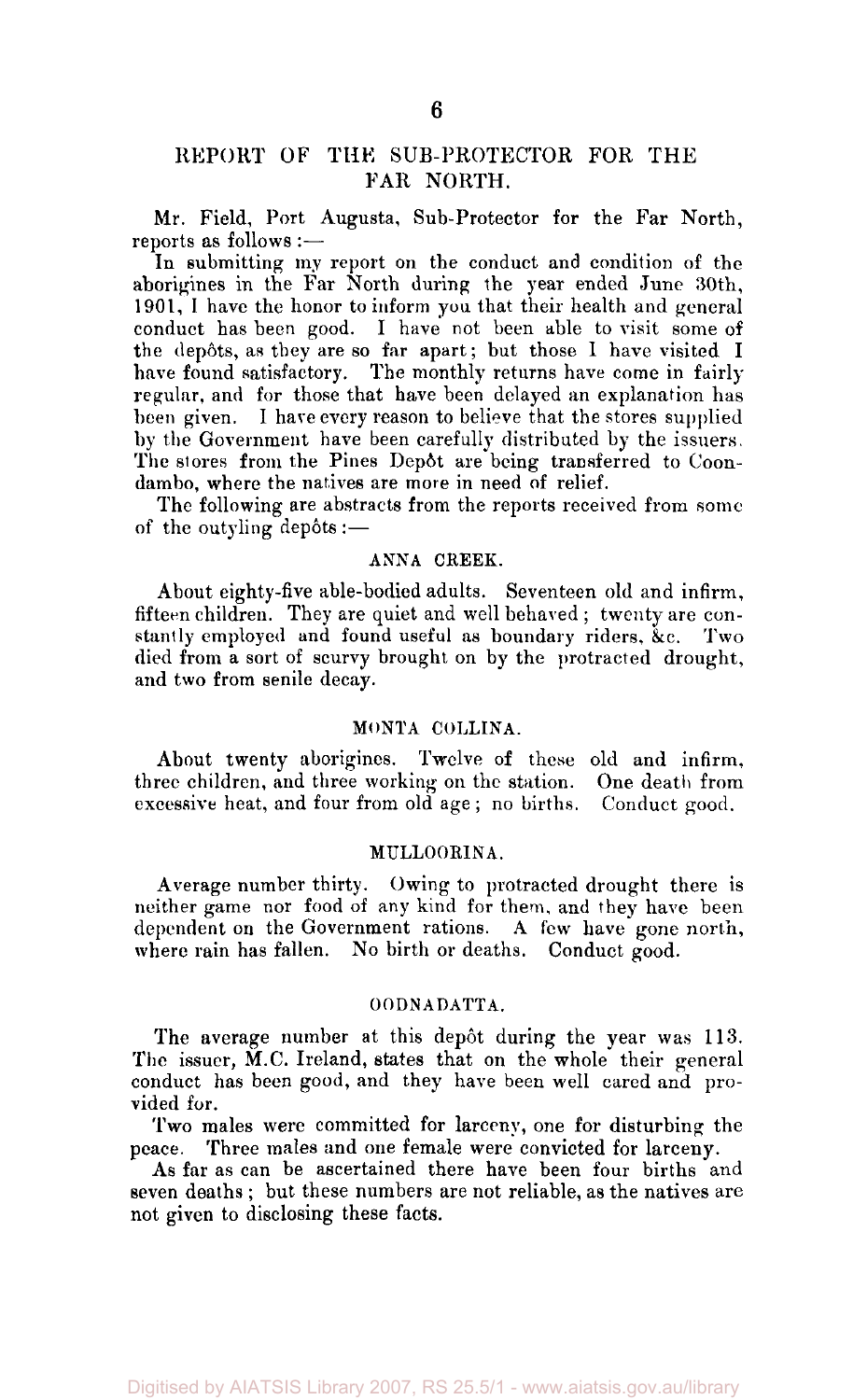## REPORT OF THE SUB-PROTECTOR FOR THE FAR NORTH.

Mr. Field, Port Augusta, Sub-Protector for the Far North, reports as follows :—

In submitting my report on the conduct and condition of the aborigines in the Far North during the year ended June 30th, 1901, I have the honor to inform you that their health and general conduct has been good. I have not been able to visit some of the depôts, as they are so far apart; but those I have visited I have found satisfactory. The monthly returns have come in fairly regular, and for those that have been delayed an explanation has been given. I have every reason to believe that the stores supplied by the Government have been carefully distributed by the issuers. The stores from the Pines Depôt are being transferred to Coondambo, where the natives are more in need of relief.

The following are abstracts from the reports received from some of the outlying depôts :—

### ANNA CREEK.

About eighty-five able-bodied adults. Seventeen old and infirm, fifteen children. They are quiet and well behaved; twenty are constantly employed and found useful as boundary riders, &c. Two died from a sort of scurvy brought on by the protracted drought, and two from senile decay.

### MONTA COLLINA.

About twenty aborigines. Twelve of these old and infirm, three children, and three working on the station. One death from excessive heat, and four from old age; no births. Conduct good.

### MULLOORINA.

Average number thirty. Owing to protracted drought there is neither game nor food of any kind for them, and they have been dependent on the Government rations. A few have gone north, where rain has fallen. No birth or deaths. Conduct good.

### OODNADATTA.

The average number at this depôt during the year was 113. The issuer, M.C. Ireland, states that on the whole their general conduct has been good, and they have been well cared and provided for.

Two males were committed for larceny, one for disturbing the peace. Three males and one female were convicted for larceny.

As far as can be ascertained there have been four births and seven deaths; but these numbers are not reliable, as the natives are not given to disclosing these facts.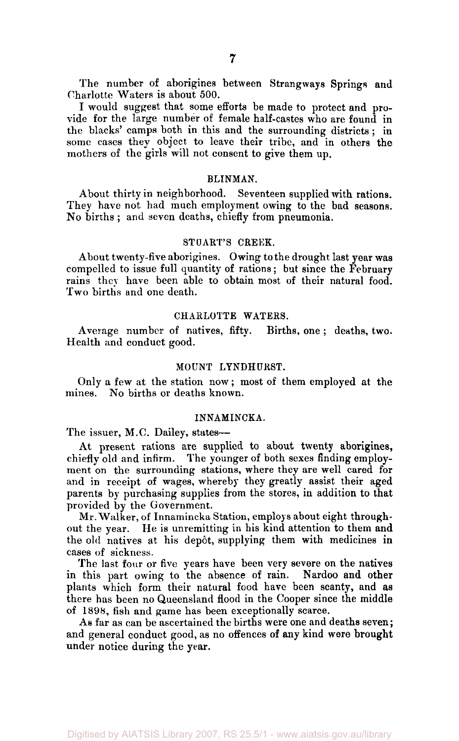The number of aborigines between Strangways Springs and Charlotte Waters is about 500.

I would suggest that some efforts be made to protect and provide for the large number of female half-castes who are found in the blacks' camps both in this and the surrounding districts; in some cases they object to leave their tribe, and in others the mothers of the girls will not consent to give them up.

## BLINMAN.

About thirty in neighborhood. Seventeen supplied with rations. They have not had much employment owing to the bad seasons. No births; and seven deaths, chiefly from pneumonia.

## STUART'S CREEK.

About twenty-five aborigines. Owing to the drought last year was compelled to issue full quantity of rations; but since the February rains they have been able to obtain most of their natural food. Two births and one death.

## CHARLOTTE WATERS.

Average number of natives, fifty. Births, one; deaths, two. Health and conduct good.

## MOUNT LYNDHURST.

Only a few at the station now; most of them employed at the mines. No births or deaths known.

## INNAMINCKA.

The issuer, M.C. Dailey, states—

At present rations are supplied to about twenty aborigines, chiefly old and infirm. The younger of both sexes finding employment on the surrounding stations, where they are well cared for and in receipt of wages, whereby they greatly assist their aged parents by purchasing supplies from the stores, in addition to that provided by the Government.

Mr. Walker, of Innamincka Station, employs about eight throughout the year. He is unremitting in his kind attention to them and the old natives at his depôt, supplying them with medicines in cases of sickness.

The last four or five years have been very severe on the natives in this part owing to the absence of rain. Nardoo and other plants which form their natural food have been scanty, and as there has been no Queensland flood in the Cooper since the middle of 1898, fish and game has been exceptionally scarce.

As far as can be ascertained the births were one and deaths seven; and general conduct good, as no offences of any kind were brought under notice during the year.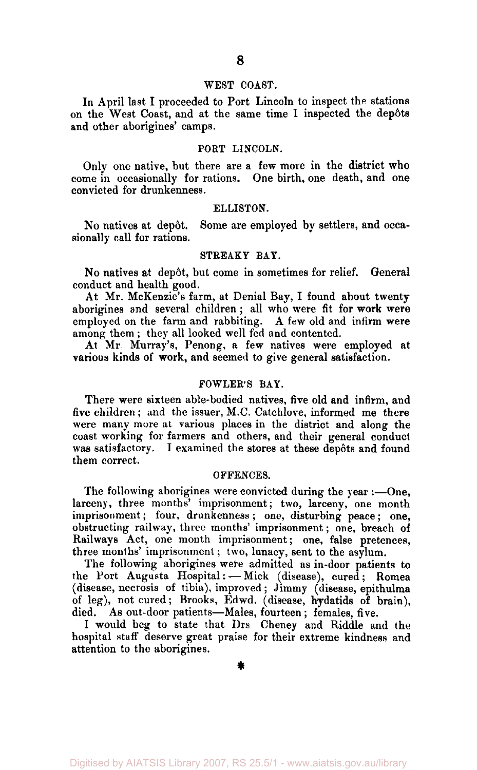## WEST COAST.

In April last I proceeded to Port Lincoln to inspect the stations on the West Coast, and at the same time I inspected the depôts and other aborigines' camps.

### PORT LINCOLN.

Only one native, but there are a few more in the district who come in occasionally for rations. One birth, one death, and one convicted for drunkenness.

### ELLISTON.

No natives at depôt. Some are employed by settlers, and occasionally call for rations.

### STREAKY BAY.

No natives at depôt, but come in sometimes for relief. General conduct and health good.

At Mr. McKenzie's farm, at Denial Bay, I found about twenty aborigines and several children; all who were fit for work were employed on the farm and rabbiting. A few old and infirm were among them; they all looked well fed and contented.

At Mr. Murray's, Penong, a few natives were employed at various kinds of work, and seemed to give general satisfaction.

### FOWLER'S BAY.

There were sixteen able-bodied natives, five old and infirm, and five children; and the issuer, M.C. Catchlove, informed me there were many more at various places in the district and along the coast working for farmers and others, and their general conduct was satisfactory. I examined the stores at these depôts and found them correct.

### OFFENCES.

The following aborigines were convicted during the year:—One, larceny, three months' imprisonment; two, larceny, one month imprisonment; four, drunkenness; one, disturbing peace; one, obstructing railway, three months' imprisonment; one, breach of Railways Act, one month imprisonment; one, false pretences, three months' imprisonment; two, lunacy, sent to the asylum.

The following aborigines were admitted as in-door patients to the Port Augusta Hospital:—Mick (disease), cured; Romea (disease, necrosis of tibia), improved; Jimmy (disease, epithulma of leg), not cured; Brooks, Edwd. (disease, hydatids of brain), died. As out-door patients—Males, fourteen; females, five.

I would beg to state that Drs Cheney and Riddle and the hospital staff deserve great praise for their extreme kindness and attention to the aborigines.

*